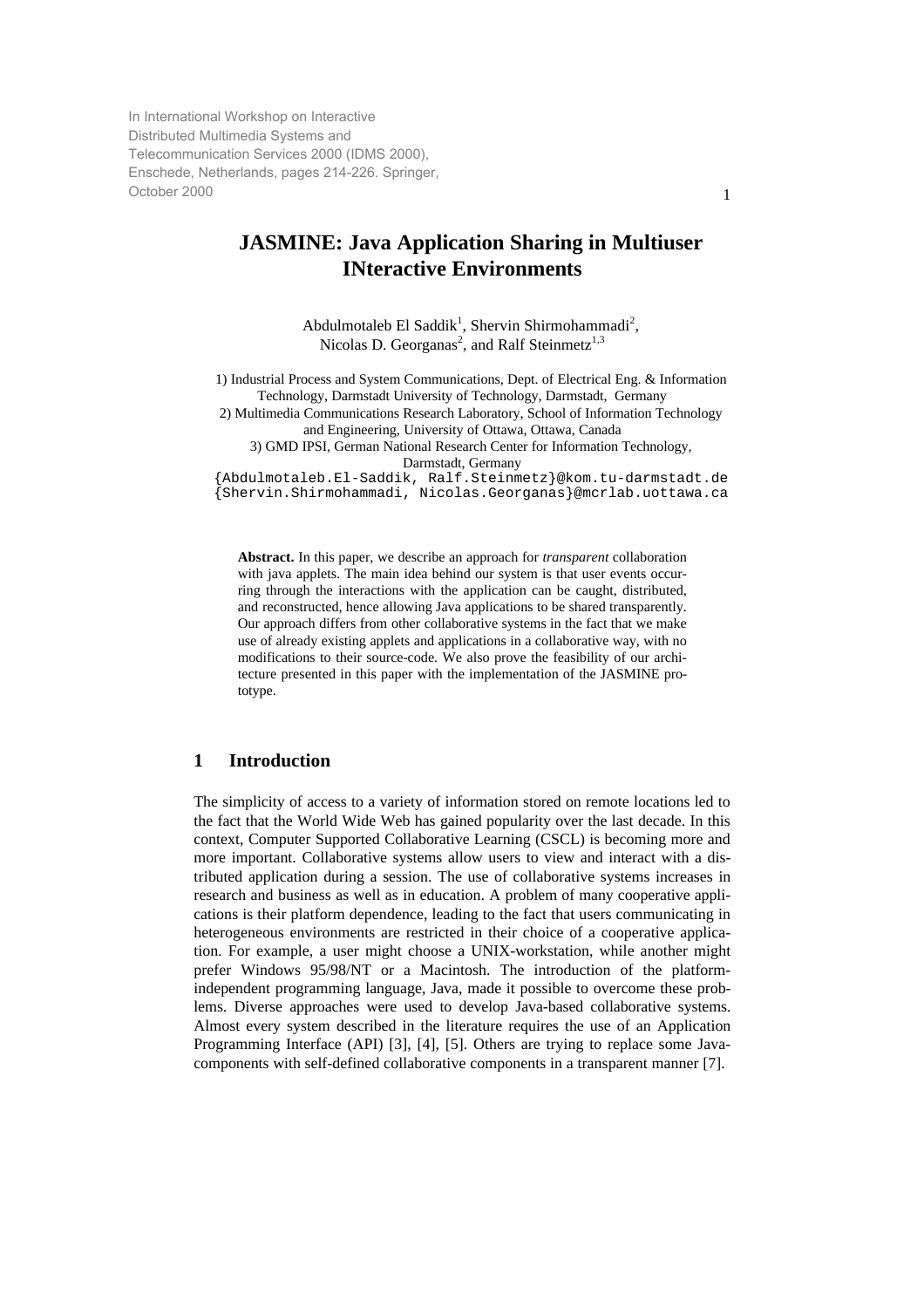In International Workshop on Interactive Distributed Multimedia Systems and Telecommunication Services 2000 (IDMS 2000), Enschede, Netherlands, pages 214-226. Springer, October 2000

# JASMINE: Java Application Sharing in Multiuser INteractive Environments

Abdulmotaleb El Saddik[1], Shervin Shirmohammadi[2], Nicolas D. Georganas[2], and Ralf Steinmetz[1,3]

1) Industrial Process and System Communications, Dept. of Electrical Eng. & Information Technology, Darmstadt University of Technology, Darmstadt, Germany
2) Multimedia Communications Research Laboratory, School of Information Technology and Engineering, University of Ottawa, Ottawa, Canada
3) GMD IPSI, German National Research Center for Information Technology, Darmstadt, Germany

{Abdulmotaleb.El-Saddik, Ralf.Steinmetz}@kom.tu-darmstadt.de
{Shervin.Shirmohammadi, Nicolas.Georganas}@mcrlab.uottawa.ca

**Abstract.** In this paper, we describe an approach for *transparent* collaboration with java applets. The main idea behind our system is that user events occurring through the interactions with the application can be caught, distributed, and reconstructed, hence allowing Java applications to be shared transparently. Our approach differs from other collaborative systems in the fact that we make use of already existing applets and applications in a collaborative way, with no modifications to their source-code. We also prove the feasibility of our architecture presented in this paper with the implementation of the JASMINE prototype.

## 1 Introduction

The simplicity of access to a variety of information stored on remote locations led to the fact that the World Wide Web has gained popularity over the last decade. In this context, Computer Supported Collaborative Learning (CSCL) is becoming more and more important. Collaborative systems allow users to view and interact with a distributed application during a session. The use of collaborative systems increases in research and business as well as in education. A problem of many cooperative applications is their platform dependence, leading to the fact that users communicating in heterogeneous environments are restricted in their choice of a cooperative application. For example, a user might choose a UNIX-workstation, while another might prefer Windows 95/98/NT or a Macintosh. The introduction of the platform-independent programming language, Java, made it possible to overcome these problems. Diverse approaches were used to develop Java-based collaborative systems. Almost every system described in the literature requires the use of an Application Programming Interface (API) [3], [4], [5]. Others are trying to replace some Java-components with self-defined collaborative components in a transparent manner [7].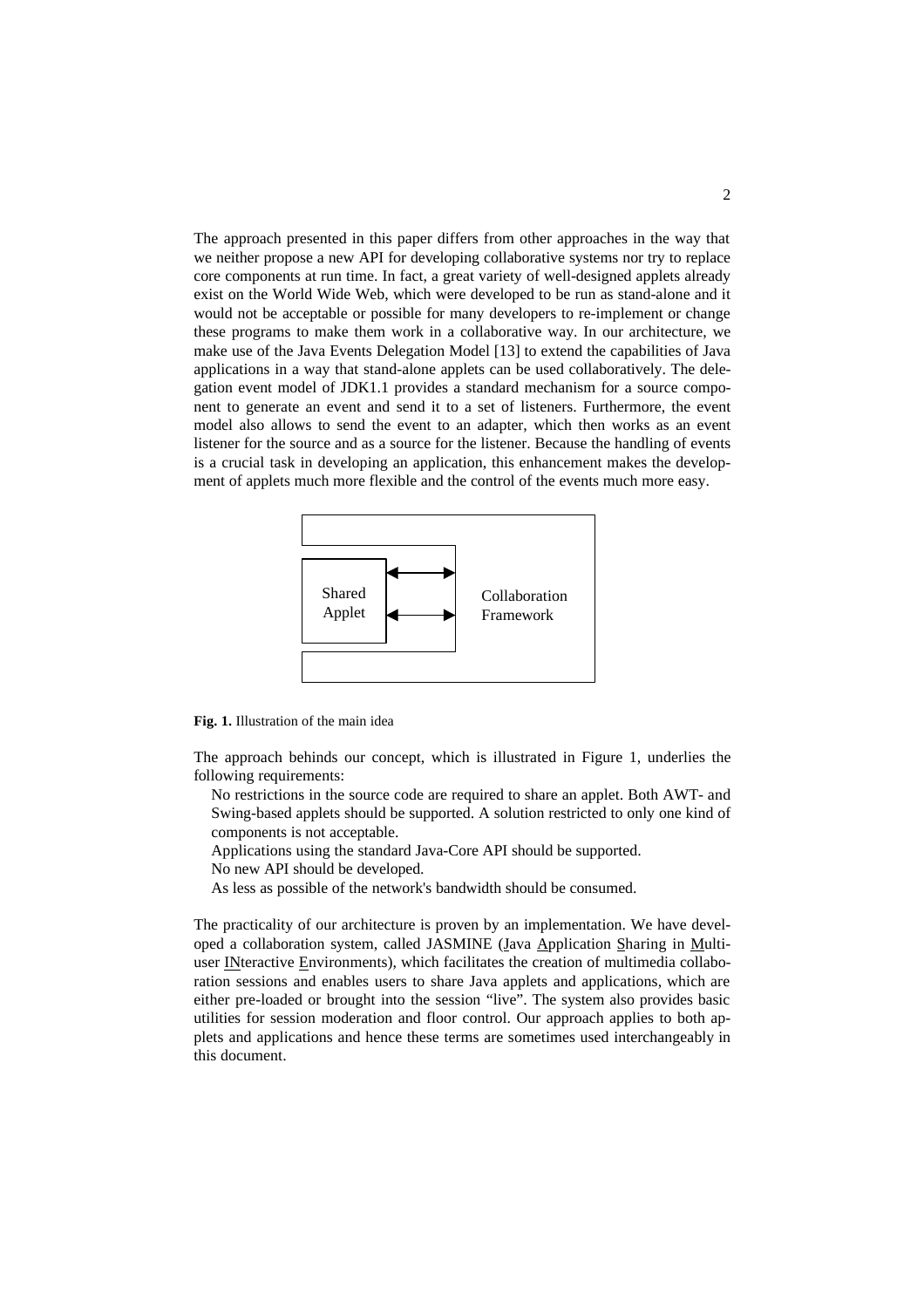The approach presented in this paper differs from other approaches in the way that we neither propose a new API for developing collaborative systems nor try to replace core components at run time. In fact, a great variety of well-designed applets already exist on the World Wide Web, which were developed to be run as stand-alone and it would not be acceptable or possible for many developers to re-implement or change these programs to make them work in a collaborative way. In our architecture, we make use of the Java Events Delegation Model [13] to extend the capabilities of Java applications in a way that stand-alone applets can be used collaboratively. The delegation event model of JDK1.1 provides a standard mechanism for a source component to generate an event and send it to a set of listeners. Furthermore, the event model also allows to send the event to an adapter, which then works as an event listener for the source and as a source for the listener. Because the handling of events is a crucial task in developing an application, this enhancement makes the development of applets much more flexible and the control of the events much more easy.

Shared Applet ⇄ Collaboration Framework

**Fig. 1.** Illustration of the main idea

The approach behinds our concept, which is illustrated in Figure 1, underlies the following requirements:

- No restrictions in the source code are required to share an applet. Both AWT- and Swing-based applets should be supported. A solution restricted to only one kind of components is not acceptable.
- Applications using the standard Java-Core API should be supported.
- No new API should be developed.
- As less as possible of the network's bandwidth should be consumed.

The practicality of our architecture is proven by an implementation. We have developed a collaboration system, called JASMINE (Java Application Sharing in Multiuser INteractive Environments), which facilitates the creation of multimedia collaboration sessions and enables users to share Java applets and applications, which are either pre-loaded or brought into the session "live". The system also provides basic utilities for session moderation and floor control. Our approach applies to both applets and applications and hence these terms are sometimes used interchangeably in this document.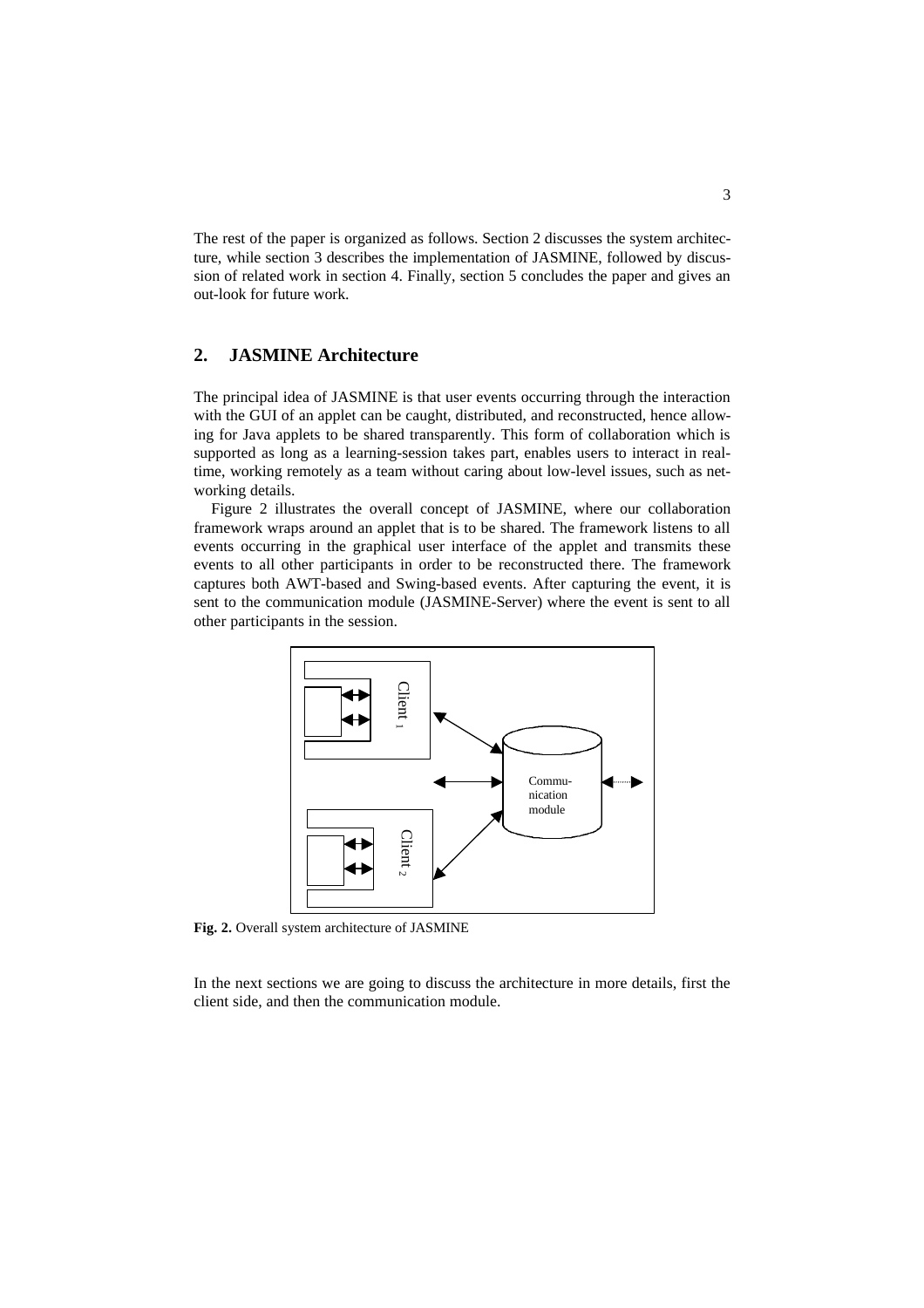The rest of the paper is organized as follows. Section 2 discusses the system architecture, while section 3 describes the implementation of JASMINE, followed by discussion of related work in section 4. Finally, section 5 concludes the paper and gives an out-look for future work.

## 2. JASMINE Architecture

The principal idea of JASMINE is that user events occurring through the interaction with the GUI of an applet can be caught, distributed, and reconstructed, hence allowing for Java applets to be shared transparently. This form of collaboration which is supported as long as a learning-session takes part, enables users to interact in real-time, working remotely as a team without caring about low-level issues, such as networking details.

Figure 2 illustrates the overall concept of JASMINE, where our collaboration framework wraps around an applet that is to be shared. The framework listens to all events occurring in the graphical user interface of the applet and transmits these events to all other participants in order to be reconstructed there. The framework captures both AWT-based and Swing-based events. After capturing the event, it is sent to the communication module (JASMINE-Server) where the event is sent to all other participants in the session.

**Fig. 2.** Overall system architecture of JASMINE

In the next sections we are going to discuss the architecture in more details, first the client side, and then the communication module.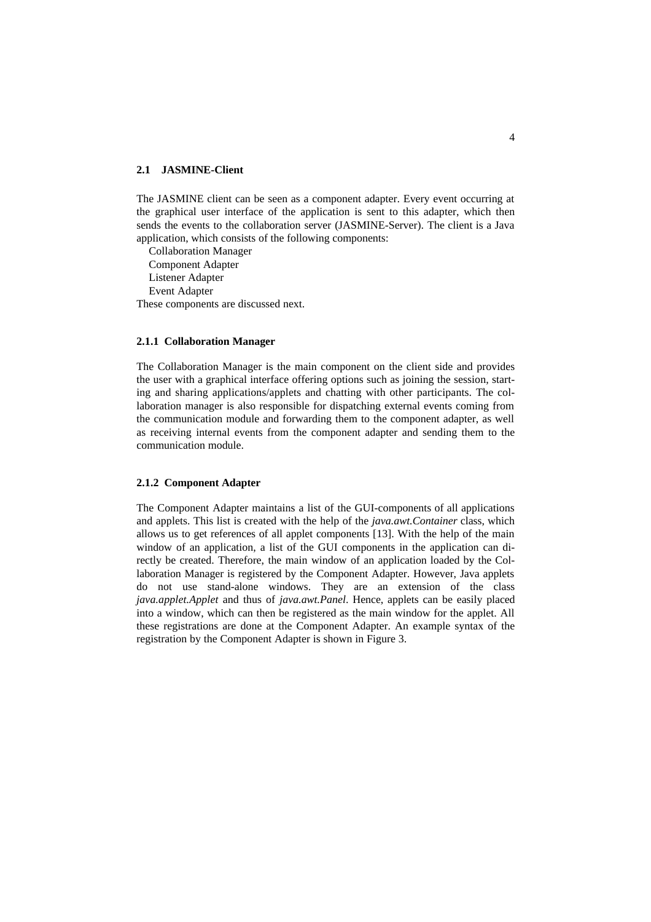### 2.1 JASMINE-Client

The JASMINE client can be seen as a component adapter. Every event occurring at the graphical user interface of the application is sent to this adapter, which then sends the events to the collaboration server (JASMINE-Server). The client is a Java application, which consists of the following components:

- Collaboration Manager
- Component Adapter
- Listener Adapter
- Event Adapter

These components are discussed next.

#### 2.1.1 Collaboration Manager

The Collaboration Manager is the main component on the client side and provides the user with a graphical interface offering options such as joining the session, starting and sharing applications/applets and chatting with other participants. The collaboration manager is also responsible for dispatching external events coming from the communication module and forwarding them to the component adapter, as well as receiving internal events from the component adapter and sending them to the communication module.

#### 2.1.2 Component Adapter

The Component Adapter maintains a list of the GUI-components of all applications and applets. This list is created with the help of the *java.awt.Container* class, which allows us to get references of all applet components [13]. With the help of the main window of an application, a list of the GUI components in the application can directly be created. Therefore, the main window of an application loaded by the Collaboration Manager is registered by the Component Adapter. However, Java applets do not use stand-alone windows. They are an extension of the class *java.applet.Applet* and thus of *java.awt.Panel*. Hence, applets can be easily placed into a window, which can then be registered as the main window for the applet. All these registrations are done at the Component Adapter. An example syntax of the registration by the Component Adapter is shown in Figure 3.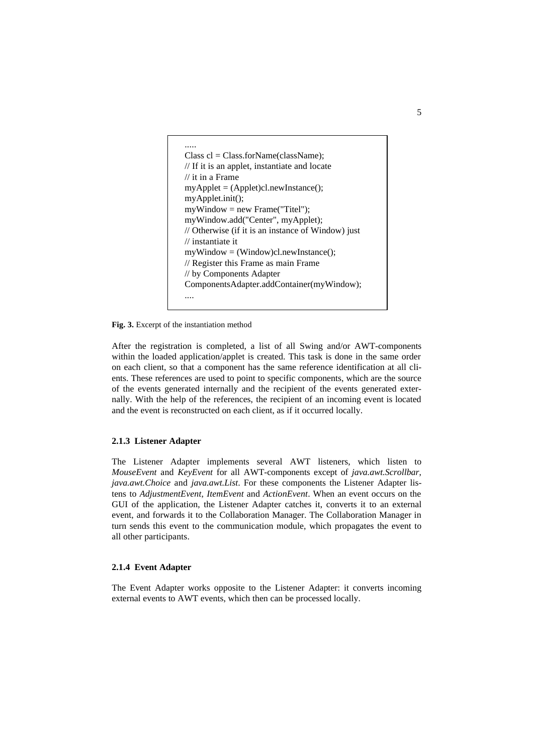```
.....
Class cl = Class.forName(className);
// If it is an applet, instantiate and locate
// it in a Frame
myApplet = (Applet)cl.newInstance();
myApplet.init();
myWindow = new Frame("Titel");
myWindow.add("Center", myApplet);
// Otherwise (if it is an instance of Window) just
// instantiate it
myWindow = (Window)cl.newInstance();
// Register this Frame as main Frame
// by Components Adapter
ComponentsAdapter.addContainer(myWindow);
....
```

**Fig. 3.** Excerpt of the instantiation method

After the registration is completed, a list of all Swing and/or AWT-components within the loaded application/applet is created. This task is done in the same order on each client, so that a component has the same reference identification at all clients. These references are used to point to specific components, which are the source of the events generated internally and the recipient of the events generated externally. With the help of the references, the recipient of an incoming event is located and the event is reconstructed on each client, as if it occurred locally.

### 2.1.3 Listener Adapter

The Listener Adapter implements several AWT listeners, which listen to *MouseEvent* and *KeyEvent* for all AWT-components except of *java.awt.Scrollbar*, *java.awt.Choice* and *java.awt.List*. For these components the Listener Adapter listens to *AdjustmentEvent*, *ItemEvent* and *ActionEvent*. When an event occurs on the GUI of the application, the Listener Adapter catches it, converts it to an external event, and forwards it to the Collaboration Manager. The Collaboration Manager in turn sends this event to the communication module, which propagates the event to all other participants.

### 2.1.4 Event Adapter

The Event Adapter works opposite to the Listener Adapter: it converts incoming external events to AWT events, which then can be processed locally.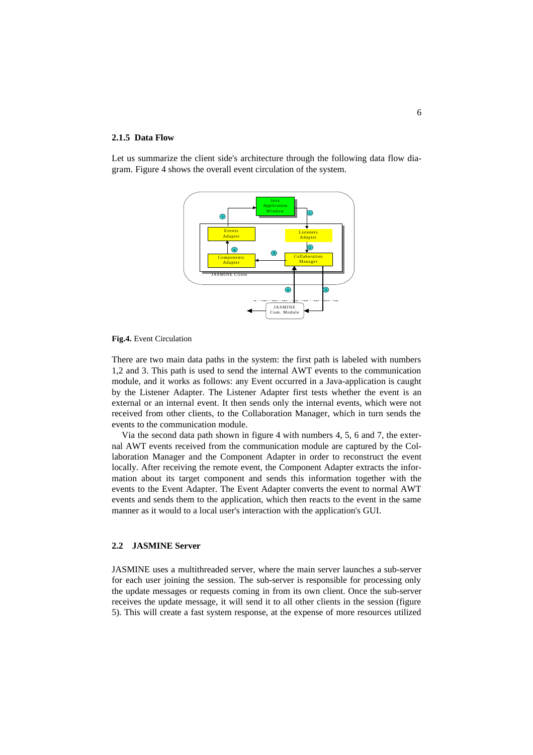### 2.1.5 Data Flow

Let us summarize the client side's architecture through the following data flow diagram. Figure 4 shows the overall event circulation of the system.

**Fig.4.** Event Circulation

There are two main data paths in the system: the first path is labeled with numbers 1,2 and 3. This path is used to send the internal AWT events to the communication module, and it works as follows: any Event occurred in a Java-application is caught by the Listener Adapter. The Listener Adapter first tests whether the event is an external or an internal event. It then sends only the internal events, which were not received from other clients, to the Collaboration Manager, which in turn sends the events to the communication module.

Via the second data path shown in figure 4 with numbers 4, 5, 6 and 7, the external AWT events received from the communication module are captured by the Collaboration Manager and the Component Adapter in order to reconstruct the event locally. After receiving the remote event, the Component Adapter extracts the information about its target component and sends this information together with the events to the Event Adapter. The Event Adapter converts the event to normal AWT events and sends them to the application, which then reacts to the event in the same manner as it would to a local user's interaction with the application's GUI.

## 2.2 JASMINE Server

JASMINE uses a multithreaded server, where the main server launches a sub-server for each user joining the session. The sub-server is responsible for processing only the update messages or requests coming in from its own client. Once the sub-server receives the update message, it will send it to all other clients in the session (figure 5). This will create a fast system response, at the expense of more resources utilized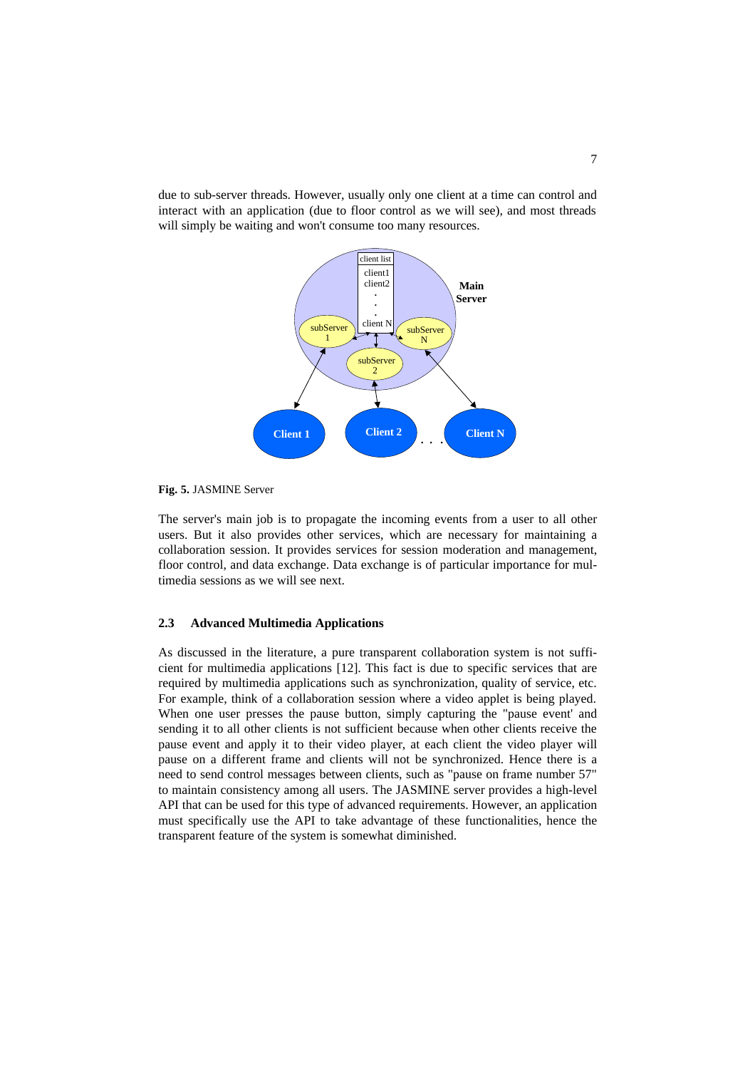due to sub-server threads. However, usually only one client at a time can control and interact with an application (due to floor control as we will see), and most threads will simply be waiting and won't consume too many resources.

**Fig. 5.** JASMINE Server

The server's main job is to propagate the incoming events from a user to all other users. But it also provides other services, which are necessary for maintaining a collaboration session. It provides services for session moderation and management, floor control, and data exchange. Data exchange is of particular importance for multimedia sessions as we will see next.

### 2.3 Advanced Multimedia Applications

As discussed in the literature, a pure transparent collaboration system is not sufficient for multimedia applications [12]. This fact is due to specific services that are required by multimedia applications such as synchronization, quality of service, etc. For example, think of a collaboration session where a video applet is being played. When one user presses the pause button, simply capturing the "pause event' and sending it to all other clients is not sufficient because when other clients receive the pause event and apply it to their video player, at each client the video player will pause on a different frame and clients will not be synchronized. Hence there is a need to send control messages between clients, such as "pause on frame number 57" to maintain consistency among all users. The JASMINE server provides a high-level API that can be used for this type of advanced requirements. However, an application must specifically use the API to take advantage of these functionalities, hence the transparent feature of the system is somewhat diminished.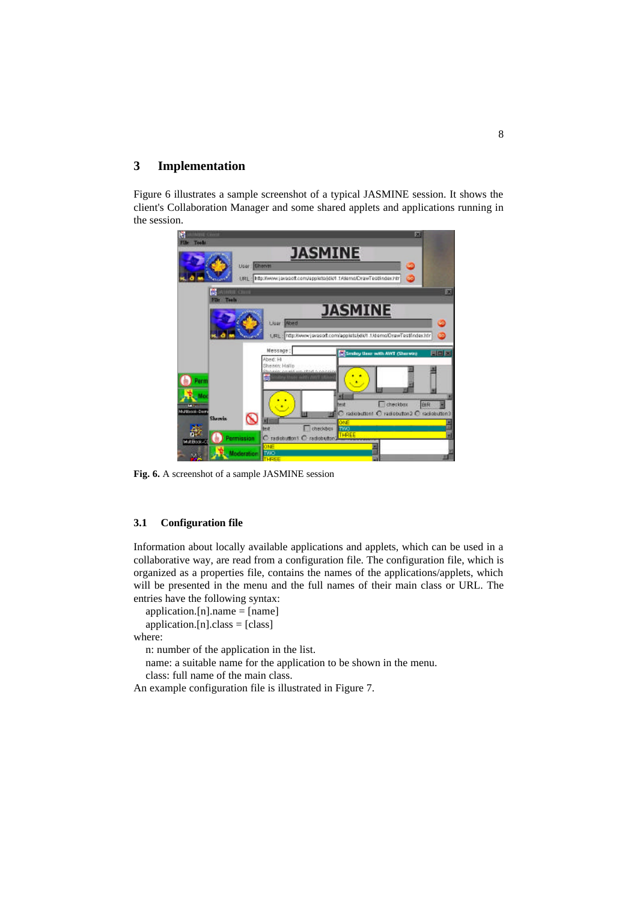## 3 Implementation

Figure 6 illustrates a sample screenshot of a typical JASMINE session. It shows the client's Collaboration Manager and some shared applets and applications running in the session.

**Fig. 6.** A screenshot of a sample JASMINE session

### 3.1 Configuration file

Information about locally available applications and applets, which can be used in a collaborative way, are read from a configuration file. The configuration file, which is organized as a properties file, contains the names of the applications/applets, which will be presented in the menu and the full names of their main class or URL. The entries have the following syntax:

application.[n].name = [name]
application.[n].class = [class]

where:

n: number of the application in the list.
name: a suitable name for the application to be shown in the menu.
class: full name of the main class.

An example configuration file is illustrated in Figure 7.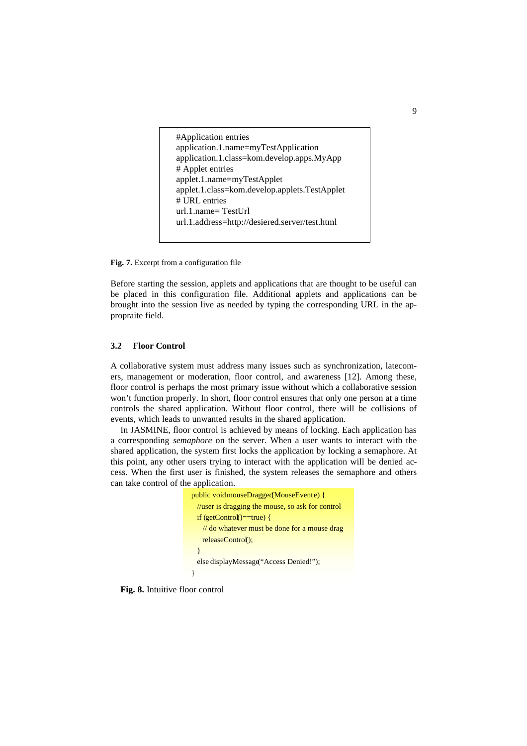```
#Application entries
application.1.name=myTestApplication
application.1.class=kom.develop.apps.MyApp
# Applet entries
applet.1.name=myTestApplet
applet.1.class=kom.develop.applets.TestApplet
# URL entries
url.1.name= TestUrl
url.1.address=http://desiered.server/test.html
```

**Fig. 7.** Excerpt from a configuration file

Before starting the session, applets and applications that are thought to be useful can be placed in this configuration file. Additional applets and applications can be brought into the session live as needed by typing the corresponding URL in the appropraite field.

### 3.2 Floor Control

A collaborative system must address many issues such as synchronization, latecomers, management or moderation, floor control, and awareness [12]. Among these, floor control is perhaps the most primary issue without which a collaborative session won't function properly. In short, floor control ensures that only one person at a time controls the shared application. Without floor control, there will be collisions of events, which leads to unwanted results in the shared application.

In JASMINE, floor control is achieved by means of locking. Each application has a corresponding *semaphore* on the server. When a user wants to interact with the shared application, the system first locks the application by locking a semaphore. At this point, any other users trying to interact with the application will be denied access. When the first user is finished, the system releases the semaphore and others can take control of the application.

```
public void mouseDragged(MouseEvent e) {
  //user is dragging the mouse, so ask for control
  if (getControl()==true) {
    // do whatever must be done for a mouse drag
    releaseControl();
  }
  else displayMessage("Access Denied!");
}
```

**Fig. 8.** Intuitive floor control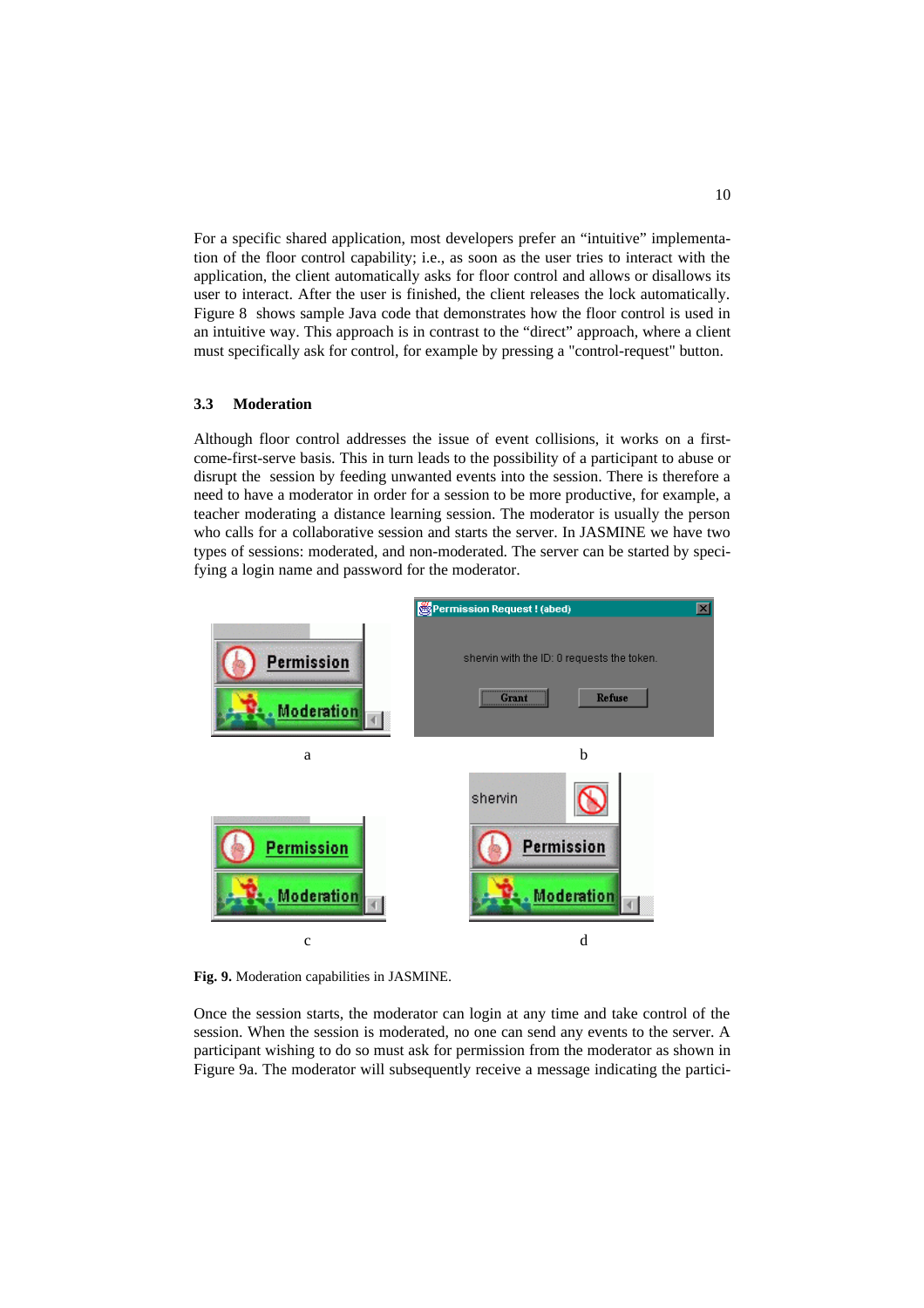For a specific shared application, most developers prefer an “intuitive” implementation of the floor control capability; i.e., as soon as the user tries to interact with the application, the client automatically asks for floor control and allows or disallows its user to interact. After the user is finished, the client releases the lock automatically. Figure 8 shows sample Java code that demonstrates how the floor control is used in an intuitive way. This approach is in contrast to the “direct” approach, where a client must specifically ask for control, for example by pressing a "control-request" button.

### 3.3 Moderation

Although floor control addresses the issue of event collisions, it works on a first-come-first-serve basis. This in turn leads to the possibility of a participant to abuse or disrupt the session by feeding unwanted events into the session. There is therefore a need to have a moderator in order for a session to be more productive, for example, a teacher moderating a distance learning session. The moderator is usually the person who calls for a collaborative session and starts the server. In JASMINE we have two types of sessions: moderated, and non-moderated. The server can be started by specifying a login name and password for the moderator.

**Fig. 9.** Moderation capabilities in JASMINE.

Once the session starts, the moderator can login at any time and take control of the session. When the session is moderated, no one can send any events to the server. A participant wishing to do so must ask for permission from the moderator as shown in Figure 9a. The moderator will subsequently receive a message indicating the partici-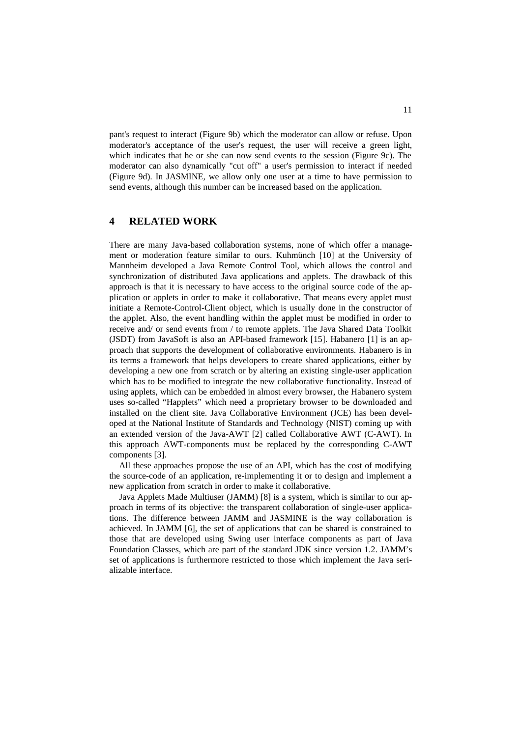pant's request to interact (Figure 9b) which the moderator can allow or refuse. Upon moderator's acceptance of the user's request, the user will receive a green light, which indicates that he or she can now send events to the session (Figure 9c). The moderator can also dynamically "cut off" a user's permission to interact if needed (Figure 9d). In JASMINE, we allow only one user at a time to have permission to send events, although this number can be increased based on the application.

## 4 RELATED WORK

There are many Java-based collaboration systems, none of which offer a management or moderation feature similar to ours. Kuhmünch [10] at the University of Mannheim developed a Java Remote Control Tool, which allows the control and synchronization of distributed Java applications and applets. The drawback of this approach is that it is necessary to have access to the original source code of the application or applets in order to make it collaborative. That means every applet must initiate a Remote-Control-Client object, which is usually done in the constructor of the applet. Also, the event handling within the applet must be modified in order to receive and/ or send events from / to remote applets. The Java Shared Data Toolkit (JSDT) from JavaSoft is also an API-based framework [15]. Habanero [1] is an approach that supports the development of collaborative environments. Habanero is in its terms a framework that helps developers to create shared applications, either by developing a new one from scratch or by altering an existing single-user application which has to be modified to integrate the new collaborative functionality. Instead of using applets, which can be embedded in almost every browser, the Habanero system uses so-called "Happlets" which need a proprietary browser to be downloaded and installed on the client site. Java Collaborative Environment (JCE) has been developed at the National Institute of Standards and Technology (NIST) coming up with an extended version of the Java-AWT [2] called Collaborative AWT (C-AWT). In this approach AWT-components must be replaced by the corresponding C-AWT components [3].

All these approaches propose the use of an API, which has the cost of modifying the source-code of an application, re-implementing it or to design and implement a new application from scratch in order to make it collaborative.

Java Applets Made Multiuser (JAMM) [8] is a system, which is similar to our approach in terms of its objective: the transparent collaboration of single-user applications. The difference between JAMM and JASMINE is the way collaboration is achieved. In JAMM [6], the set of applications that can be shared is constrained to those that are developed using Swing user interface components as part of Java Foundation Classes, which are part of the standard JDK since version 1.2. JAMM's set of applications is furthermore restricted to those which implement the Java serializable interface.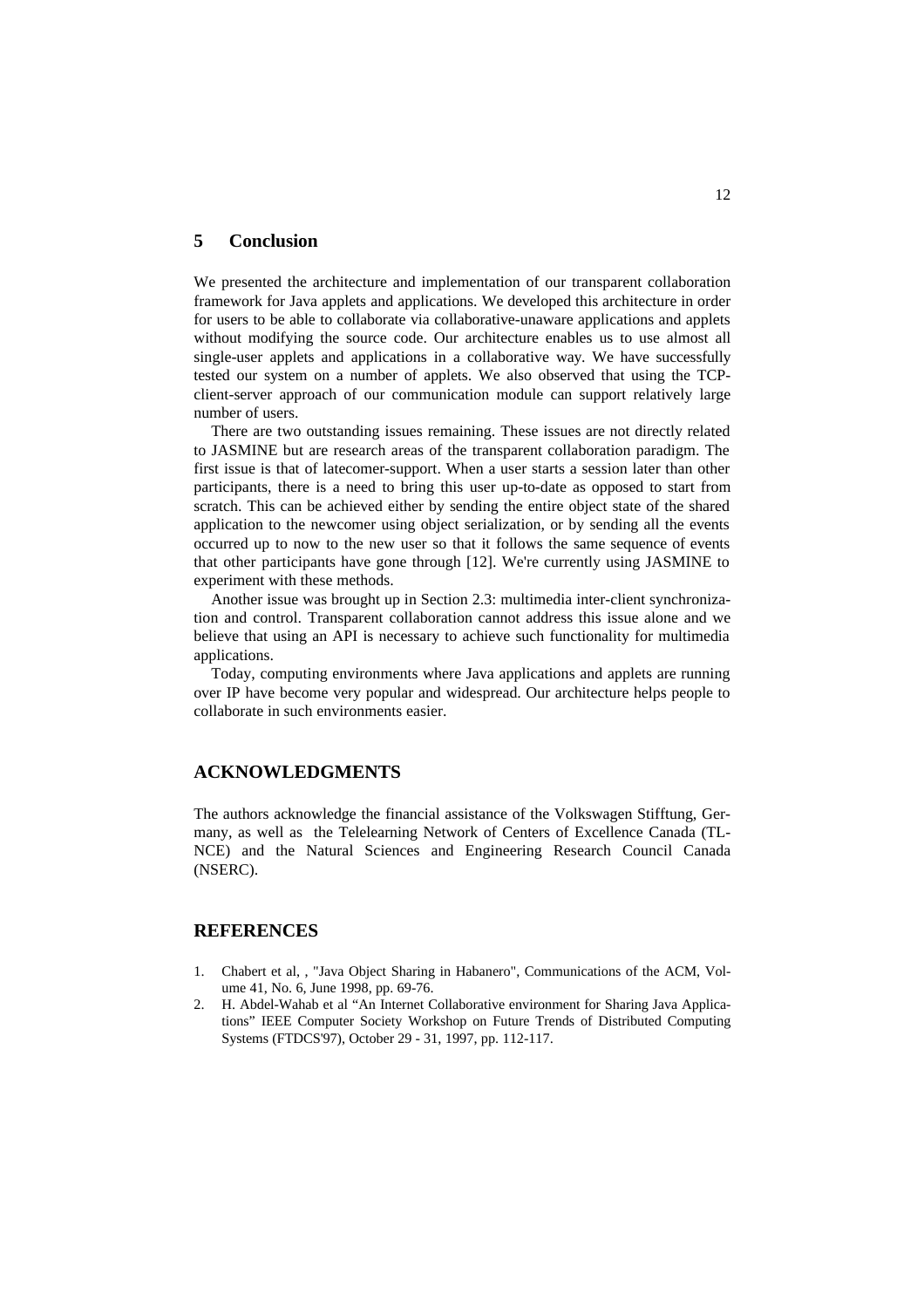## 5 Conclusion

We presented the architecture and implementation of our transparent collaboration framework for Java applets and applications. We developed this architecture in order for users to be able to collaborate via collaborative-unaware applications and applets without modifying the source code. Our architecture enables us to use almost all single-user applets and applications in a collaborative way. We have successfully tested our system on a number of applets. We also observed that using the TCP-client-server approach of our communication module can support relatively large number of users.

There are two outstanding issues remaining. These issues are not directly related to JASMINE but are research areas of the transparent collaboration paradigm. The first issue is that of latecomer-support. When a user starts a session later than other participants, there is a need to bring this user up-to-date as opposed to start from scratch. This can be achieved either by sending the entire object state of the shared application to the newcomer using object serialization, or by sending all the events occurred up to now to the new user so that it follows the same sequence of events that other participants have gone through [12]. We're currently using JASMINE to experiment with these methods.

Another issue was brought up in Section 2.3: multimedia inter-client synchronization and control. Transparent collaboration cannot address this issue alone and we believe that using an API is necessary to achieve such functionality for multimedia applications.

Today, computing environments where Java applications and applets are running over IP have become very popular and widespread. Our architecture helps people to collaborate in such environments easier.

## ACKNOWLEDGMENTS

The authors acknowledge the financial assistance of the Volkswagen Stifftung, Germany, as well as the Telelearning Network of Centers of Excellence Canada (TL-NCE) and the Natural Sciences and Engineering Research Council Canada (NSERC).

## REFERENCES

1. Chabert et al, , "Java Object Sharing in Habanero", Communications of the ACM, Volume 41, No. 6, June 1998, pp. 69-76.
2. H. Abdel-Wahab et al "An Internet Collaborative environment for Sharing Java Applications" IEEE Computer Society Workshop on Future Trends of Distributed Computing Systems (FTDCS'97), October 29 - 31, 1997, pp. 112-117.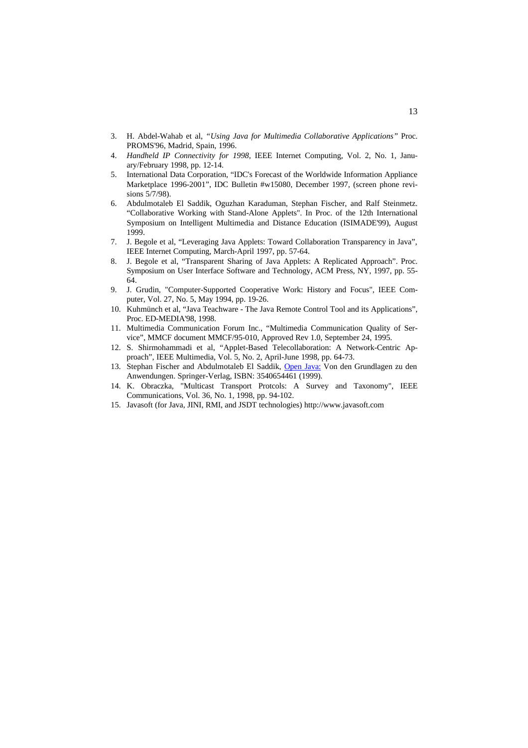3. H. Abdel-Wahab et al, *"Using Java for Multimedia Collaborative Applications"* Proc. PROMS'96, Madrid, Spain, 1996.
4. *Handheld IP Connectivity for 1998*, IEEE Internet Computing, Vol. 2, No. 1, January/February 1998, pp. 12-14.
5. International Data Corporation, "IDC's Forecast of the Worldwide Information Appliance Marketplace 1996-2001", IDC Bulletin #w15080, December 1997, (screen phone revisions 5/7/98).
6. Abdulmotaleb El Saddik, Oguzhan Karaduman, Stephan Fischer, and Ralf Steinmetz. "Collaborative Working with Stand-Alone Applets". In Proc. of the 12th International Symposium on Intelligent Multimedia and Distance Education (ISIMADE'99), August 1999.
7. J. Begole et al, "Leveraging Java Applets: Toward Collaboration Transparency in Java", IEEE Internet Computing, March-April 1997, pp. 57-64.
8. J. Begole et al, "Transparent Sharing of Java Applets: A Replicated Approach". Proc. Symposium on User Interface Software and Technology, ACM Press, NY, 1997, pp. 55-64.
9. J. Grudin, "Computer-Supported Cooperative Work: History and Focus", IEEE Computer, Vol. 27, No. 5, May 1994, pp. 19-26.
10. Kuhmünch et al, "Java Teachware - The Java Remote Control Tool and its Applications", Proc. ED-MEDIA'98, 1998.
11. Multimedia Communication Forum Inc., "Multimedia Communication Quality of Service", MMCF document MMCF/95-010, Approved Rev 1.0, September 24, 1995.
12. S. Shirmohammadi et al, "Applet-Based Telecollaboration: A Network-Centric Approach", IEEE Multimedia, Vol. 5, No. 2, April-June 1998, pp. 64-73.
13. Stephan Fischer and Abdulmotaleb El Saddik, Open Java: Von den Grundlagen zu den Anwendungen. Springer-Verlag, ISBN: 3540654461 (1999).
14. K. Obraczka, "Multicast Transport Protcols: A Survey and Taxonomy", IEEE Communications, Vol. 36, No. 1, 1998, pp. 94-102.
15. Javasoft (for Java, JINI, RMI, and JSDT technologies) http://www.javasoft.com